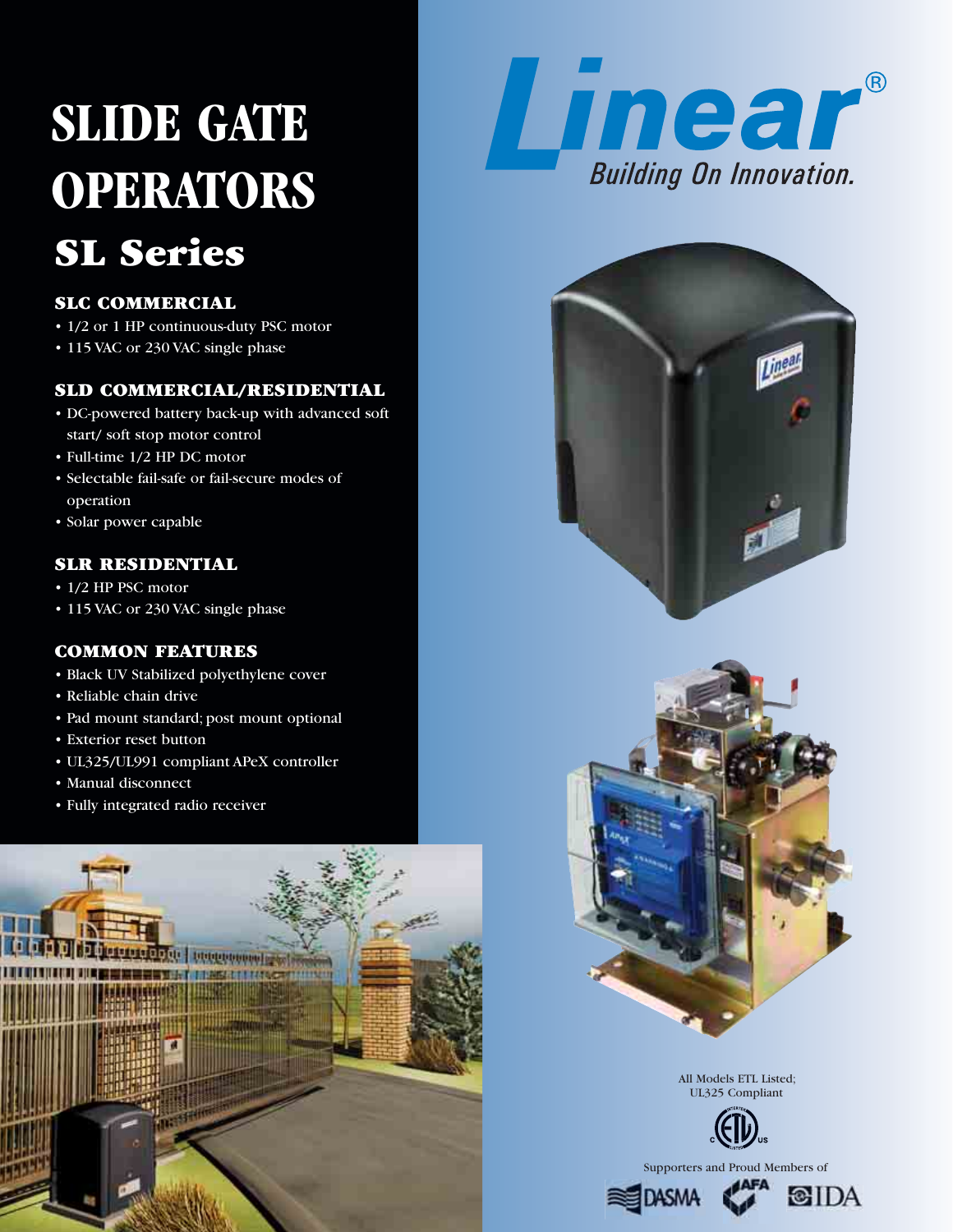# SLIDE GATE OPERATORS

## SL Series

### SLC COMMERCIAL

- 1/2 or 1 HP continuous-duty PSC motor
- 115 VAC or 230 VAC single phase

### SLD COMMERCIAL/RESIDENTIAL

- DC-powered battery back-up with advanced soft start/ soft stop motor control
- Full-time 1/2 HP DC motor
- Selectable fail-safe or fail-secure modes of operation
- Solar power capable

### SLR RESIDENTIAL

- 1/2 HP PSC motor
- 115 VAC or 230 VAC single phase

### COMMON FEATURES

- Black UV Stabilized polyethylene cover
- Reliable chain drive
- Pad mount standard; post mount optional
- Exterior reset button
- UL325/UL991 compliant APeX controller
- Manual disconnect
- Fully integrated radio receiver

Linear®

Building On Innovation.

All Models ETL Listed; UL325 Compliant

Supporters and Proud Members of

DASMA AFA IDA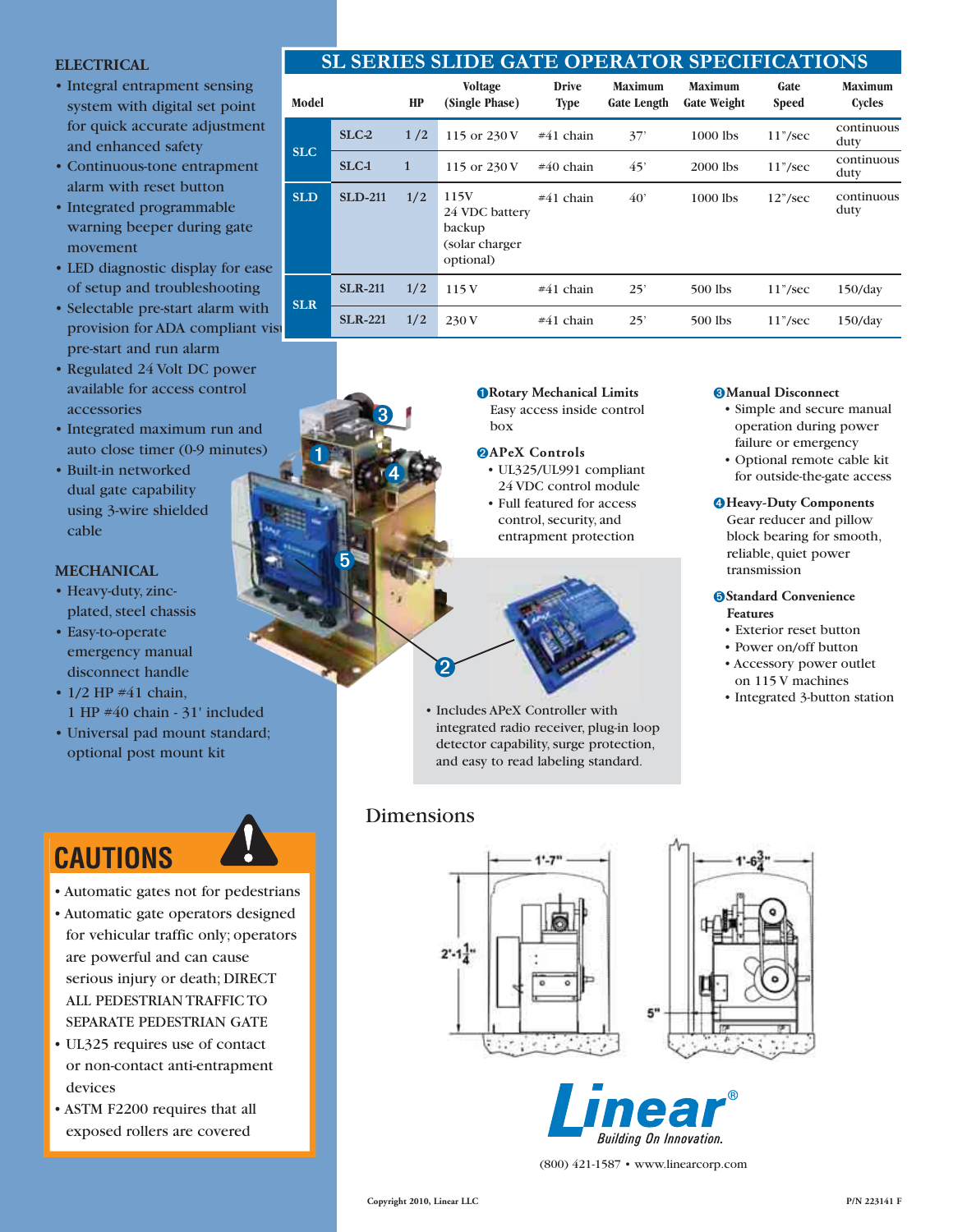## ELECTRICAL

- Integral entrapment sensing system with digital set point for quick accurate adjustment and enhanced safety
- Continuous-tone entrapment alarm with reset button
- Integrated programmable warning beeper during gate movement
- LED diagnostic display for ease of setup and troubleshooting
- Selectable pre-start alarm with provision for ADA compliant visual pre-start and run alarm
- Regulated 24 Volt DC power available for access control accessories
- Integrated maximum run and auto close timer (0-9 minutes)
- Built-in networked dual gate capability using 3-wire shielded cable

## MECHANICAL

- Heavy-duty, zinc-plated, steel chassis
- Easy-to-operate emergency manual disconnect handle
- 1/2 HP #41 chain, 1 HP #40 chain - 31' included
- Universal pad mount standard; optional post mount kit

## CAUTIONS

- Automatic gates not for pedestrians
- Automatic gate operators designed for vehicular traffic only; operators are powerful and can cause serious injury or death; DIRECT ALL PEDESTRIAN TRAFFIC TO SEPARATE PEDESTRIAN GATE
- UL325 requires use of contact or non-contact anti-entrapment devices
- ASTM F2200 requires that all exposed rollers are covered

## SL SERIES SLIDE GATE OPERATOR SPECIFICATIONS

| Model | | HP | Voltage (Single Phase) | Drive Type | Maximum Gate Length | Maximum Gate Weight | Gate Speed | Maximum Cycles |
|---|---|---|---|---|---|---|---|---|
| SLC | SLC-2 | 1/2 | 115 or 230 V | #41 chain | 37' | 1000 lbs | 11"/sec | continuous duty |
| | SLC-1 | 1 | 115 or 230 V | #40 chain | 45' | 2000 lbs | 11"/sec | continuous duty |
| SLD | SLD-211 | 1/2 | 115V 24 VDC battery backup (solar charger optional) | #41 chain | 40' | 1000 lbs | 12"/sec | continuous duty |
| SLR | SLR-211 | 1/2 | 115 V | #41 chain | 25' | 500 lbs | 11"/sec | 150/day |
| | SLR-221 | 1/2 | 230 V | #41 chain | 25' | 500 lbs | 11"/sec | 150/day |

**1 Rotary Mechanical Limits**
Easy access inside control box

**2 APeX Controls**
- UL325/UL991 compliant 24 VDC control module
- Full featured for access control, security, and entrapment protection

**3 Manual Disconnect**
- Simple and secure manual operation during power failure or emergency
- Optional remote cable kit for outside-the-gate access

**4 Heavy-Duty Components**
Gear reducer and pillow block bearing for smooth, reliable, quiet power transmission

**5 Standard Convenience Features**
- Exterior reset button
- Power on/off button
- Accessory power outlet on 115 V machines
- Integrated 3-button station

- Includes APeX Controller with integrated radio receiver, plug-in loop detector capability, surge protection, and easy to read labeling standard.

## Dimensions

1'-7"

2'-1 1/4"

1'-6 3/4"

5"

**Linear®** Building On Innovation.

(800) 421-1587 • www.linearcorp.com

Copyright 2010, Linear LLC

P/N 223141 F